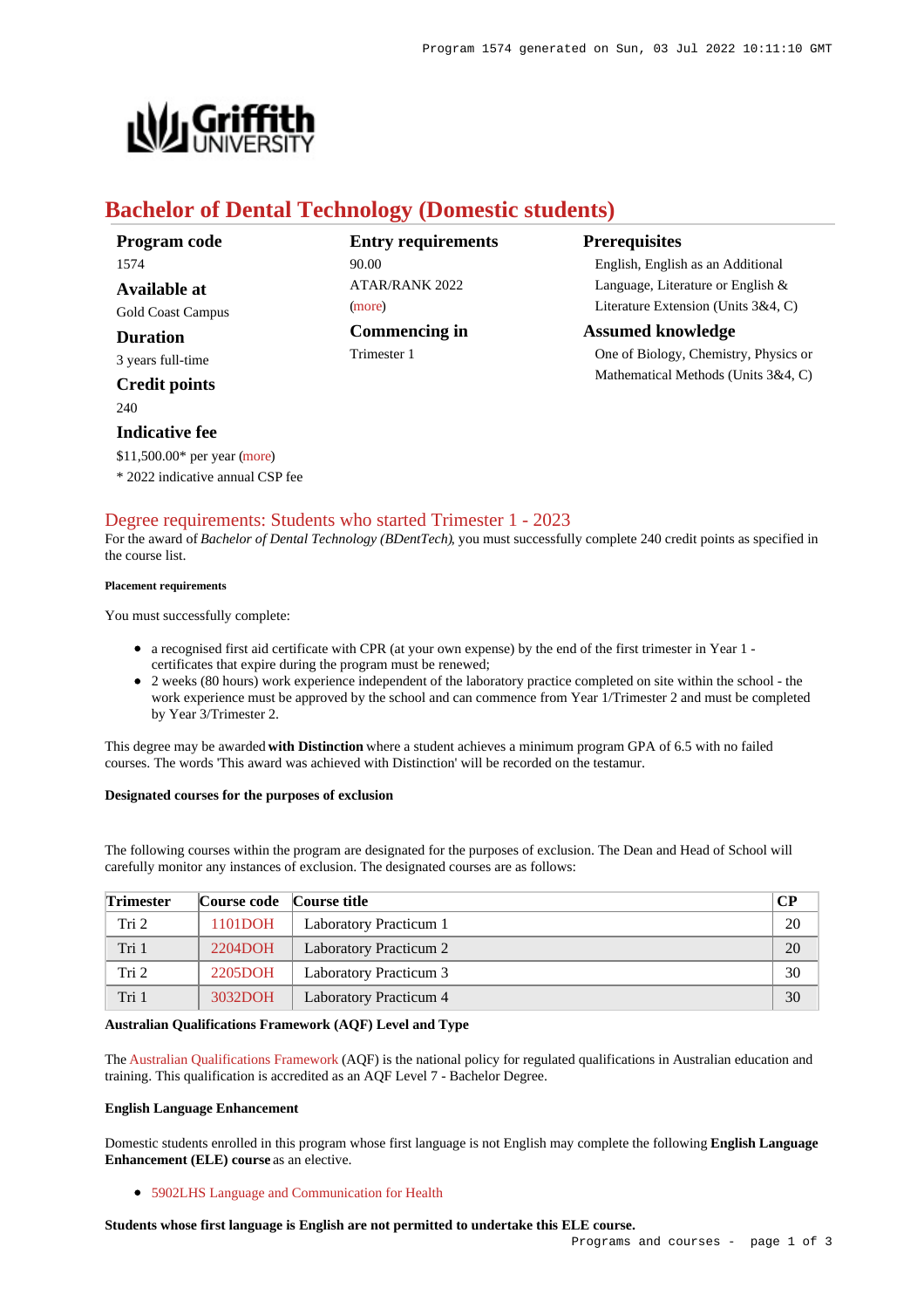# Bachelor of Dental Technology (Domestic students)

**Program code**
1574

**Available at**
Gold Coast Campus

**Duration**
3 years full-time

**Credit points**
240

**Indicative fee**
$11,500.00* per year (more)
* 2022 indicative annual CSP fee

**Entry requirements**
90.00
ATAR/RANK 2022
(more)

**Commencing in**
Trimester 1

**Prerequisites**
English, English as an Additional Language, Literature or English & Literature Extension (Units 3&4, C)

**Assumed knowledge**
One of Biology, Chemistry, Physics or Mathematical Methods (Units 3&4, C)

## Degree requirements: Students who started Trimester 1 - 2023

For the award of *Bachelor of Dental Technology (BDentTech)*, you must successfully complete 240 credit points as specified in the course list.

##### Placement requirements

You must successfully complete:

- a recognised first aid certificate with CPR (at your own expense) by the end of the first trimester in Year 1 - certificates that expire during the program must be renewed;
- 2 weeks (80 hours) work experience independent of the laboratory practice completed on site within the school - the work experience must be approved by the school and can commence from Year 1/Trimester 2 and must be completed by Year 3/Trimester 2.

This degree may be awarded **with Distinction** where a student achieves a minimum program GPA of 6.5 with no failed courses. The words 'This award was achieved with Distinction' will be recorded on the testamur.

#### Designated courses for the purposes of exclusion

The following courses within the program are designated for the purposes of exclusion. The Dean and Head of School will carefully monitor any instances of exclusion. The designated courses are as follows:

| Trimester | Course code | Course title | CP |
|---|---|---|---|
| Tri 2 | 1101DOH | Laboratory Practicum 1 | 20 |
| Tri 1 | 2204DOH | Laboratory Practicum 2 | 20 |
| Tri 2 | 2205DOH | Laboratory Practicum 3 | 30 |
| Tri 1 | 3032DOH | Laboratory Practicum 4 | 30 |

#### Australian Qualifications Framework (AQF) Level and Type

The Australian Qualifications Framework (AQF) is the national policy for regulated qualifications in Australian education and training. This qualification is accredited as an AQF Level 7 - Bachelor Degree.

#### English Language Enhancement

Domestic students enrolled in this program whose first language is not English may complete the following **English Language Enhancement (ELE) course** as an elective.

- 5902LHS Language and Communication for Health

**Students whose first language is English are not permitted to undertake this ELE course.**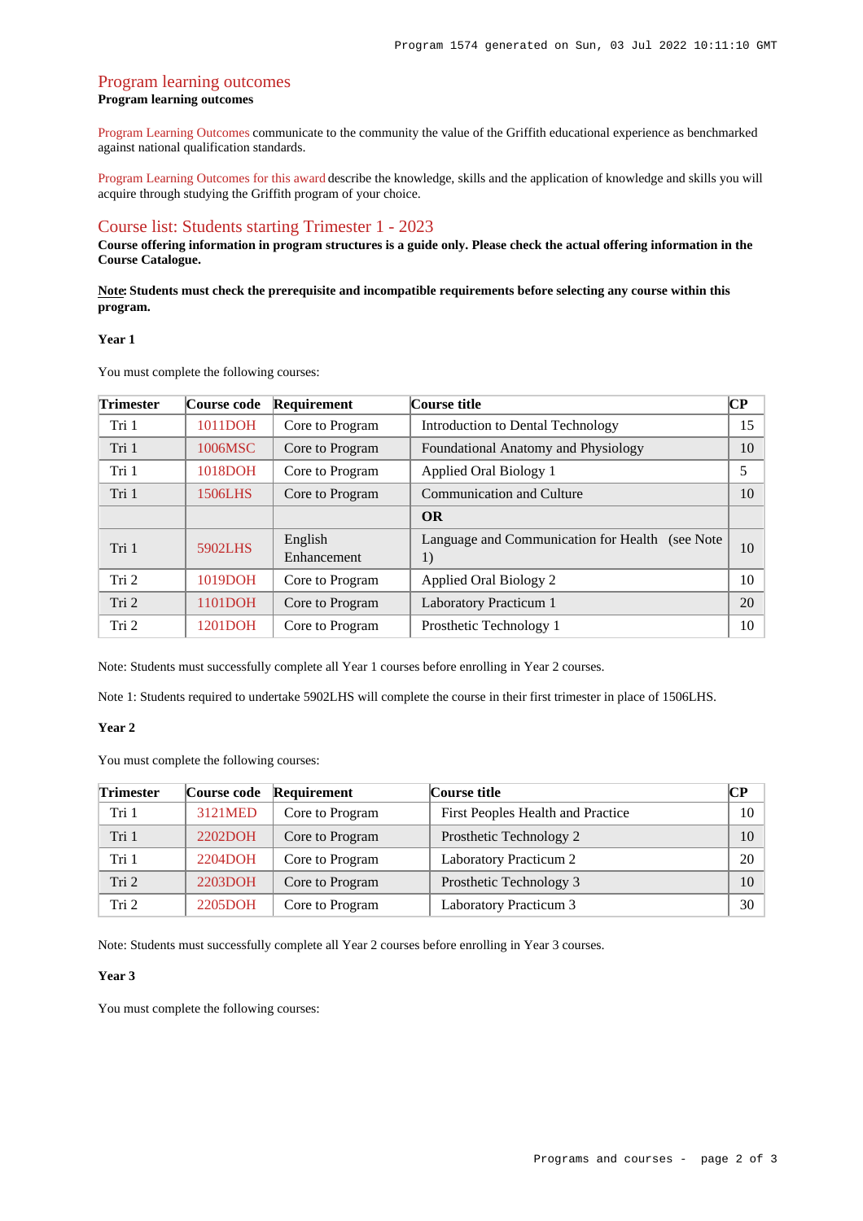## Program learning outcomes

**Program learning outcomes**

Program Learning Outcomes communicate to the community the value of the Griffith educational experience as benchmarked against national qualification standards.

Program Learning Outcomes for this award describe the knowledge, skills and the application of knowledge and skills you will acquire through studying the Griffith program of your choice.

## Course list: Students starting Trimester 1 - 2023

**Course offering information in program structures is a guide only. Please check the actual offering information in the Course Catalogue.**

**Note: Students must check the prerequisite and incompatible requirements before selecting any course within this program.**

**Year 1**

You must complete the following courses:

| Trimester | Course code | Requirement | Course title | CP |
|---|---|---|---|---|
| Tri 1 | 1011DOH | Core to Program | Introduction to Dental Technology | 15 |
| Tri 1 | 1006MSC | Core to Program | Foundational Anatomy and Physiology | 10 |
| Tri 1 | 1018DOH | Core to Program | Applied Oral Biology 1 | 5 |
| Tri 1 | 1506LHS | Core to Program | Communication and Culture | 10 |
| | | | **OR** | |
| Tri 1 | 5902LHS | English Enhancement | Language and Communication for Health (see Note 1) | 10 |
| Tri 2 | 1019DOH | Core to Program | Applied Oral Biology 2 | 10 |
| Tri 2 | 1101DOH | Core to Program | Laboratory Practicum 1 | 20 |
| Tri 2 | 1201DOH | Core to Program | Prosthetic Technology 1 | 10 |

Note: Students must successfully complete all Year 1 courses before enrolling in Year 2 courses.

Note 1: Students required to undertake 5902LHS will complete the course in their first trimester in place of 1506LHS.

**Year 2**

You must complete the following courses:

| Trimester | Course code | Requirement | Course title | CP |
|---|---|---|---|---|
| Tri 1 | 3121MED | Core to Program | First Peoples Health and Practice | 10 |
| Tri 1 | 2202DOH | Core to Program | Prosthetic Technology 2 | 10 |
| Tri 1 | 2204DOH | Core to Program | Laboratory Practicum 2 | 20 |
| Tri 2 | 2203DOH | Core to Program | Prosthetic Technology 3 | 10 |
| Tri 2 | 2205DOH | Core to Program | Laboratory Practicum 3 | 30 |

Note: Students must successfully complete all Year 2 courses before enrolling in Year 3 courses.

**Year 3**

You must complete the following courses: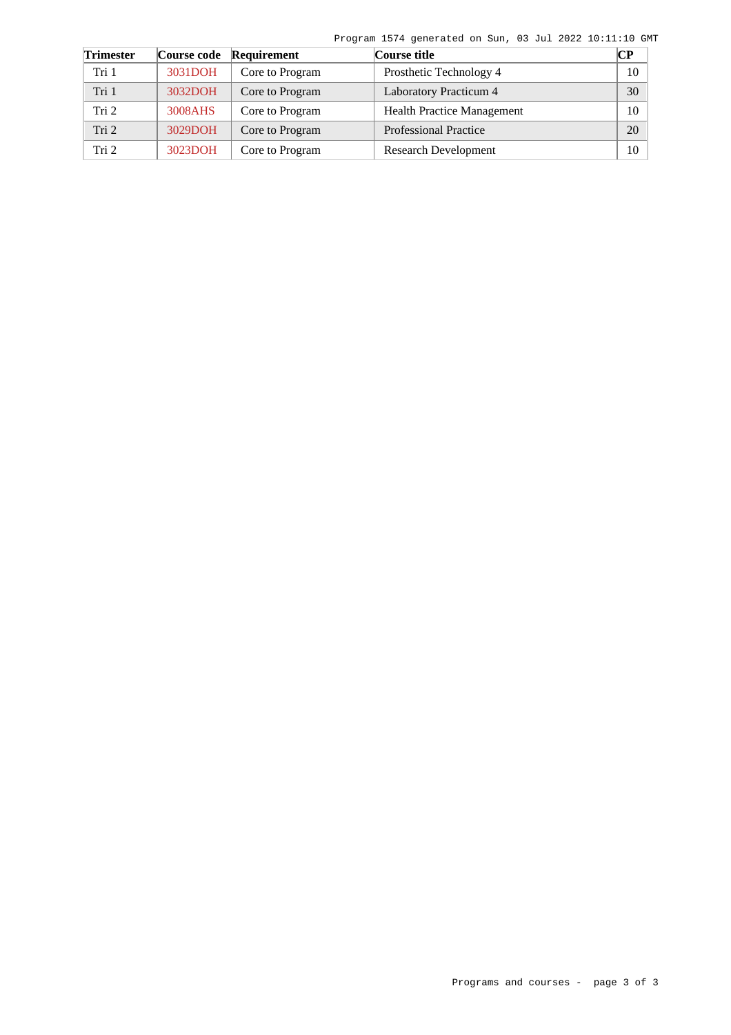| Trimester | Course code | Requirement | Course title | CP |
|---|---|---|---|---|
| Tri 1 | 3031DOH | Core to Program | Prosthetic Technology 4 | 10 |
| Tri 1 | 3032DOH | Core to Program | Laboratory Practicum 4 | 30 |
| Tri 2 | 3008AHS | Core to Program | Health Practice Management | 10 |
| Tri 2 | 3029DOH | Core to Program | Professional Practice | 20 |
| Tri 2 | 3023DOH | Core to Program | Research Development | 10 |